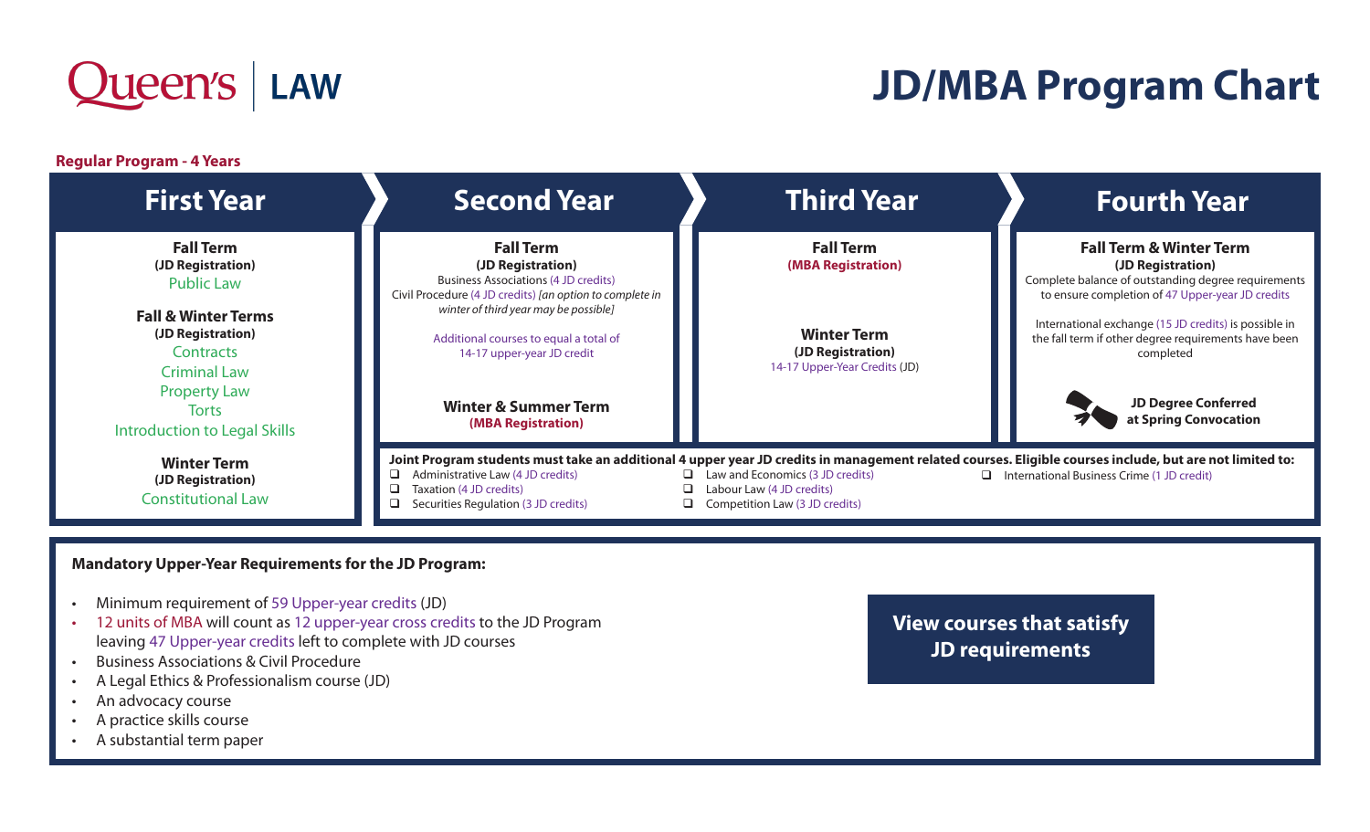# Queen's LAW

# JD/MBA Program Chart

**Regular Program - 4 Years**

## First Year

**Fall Term**
**(JD Registration)**
Public Law

**Fall & Winter Terms**
**(JD Registration)**
Contracts
Criminal Law
Property Law
Torts
Introduction to Legal Skills

**Winter Term**
**(JD Registration)**
Constitutional Law

## Second Year

**Fall Term**
**(JD Registration)**
Business Associations (4 JD credits)
Civil Procedure (4 JD credits) *[an option to complete in winter of third year may be possible]*

Additional courses to equal a total of 14-17 upper-year JD credit

**Winter & Summer Term**
**(MBA Registration)**

## Third Year

**Fall Term**
**(MBA Registration)**

**Winter Term**
**(JD Registration)**
14-17 Upper-Year Credits (JD)

## Fourth Year

**Fall Term & Winter Term**
**(JD Registration)**
Complete balance of outstanding degree requirements to ensure completion of 47 Upper-year JD credits

International exchange (15 JD credits) is possible in the fall term if other degree requirements have been completed

**JD Degree Conferred at Spring Convocation**

**Joint Program students must take an additional 4 upper year JD credits in management related courses. Eligible courses include, but are not limited to:**

- ❑ Administrative Law (4 JD credits)
- ❑ Taxation (4 JD credits)
- ❑ Securities Regulation (3 JD credits)
- ❑ Law and Economics (3 JD credits)
- ❑ Labour Law (4 JD credits)
- ❑ Competition Law (3 JD credits)
- ❑ International Business Crime (1 JD credit)

**Mandatory Upper-Year Requirements for the JD Program:**

- Minimum requirement of 59 Upper-year credits (JD)
- 12 units of MBA will count as 12 upper-year cross credits to the JD Program leaving 47 Upper-year credits left to complete with JD courses
- Business Associations & Civil Procedure
- A Legal Ethics & Professionalism course (JD)
- An advocacy course
- A practice skills course
- A substantial term paper

**View courses that satisfy JD requirements**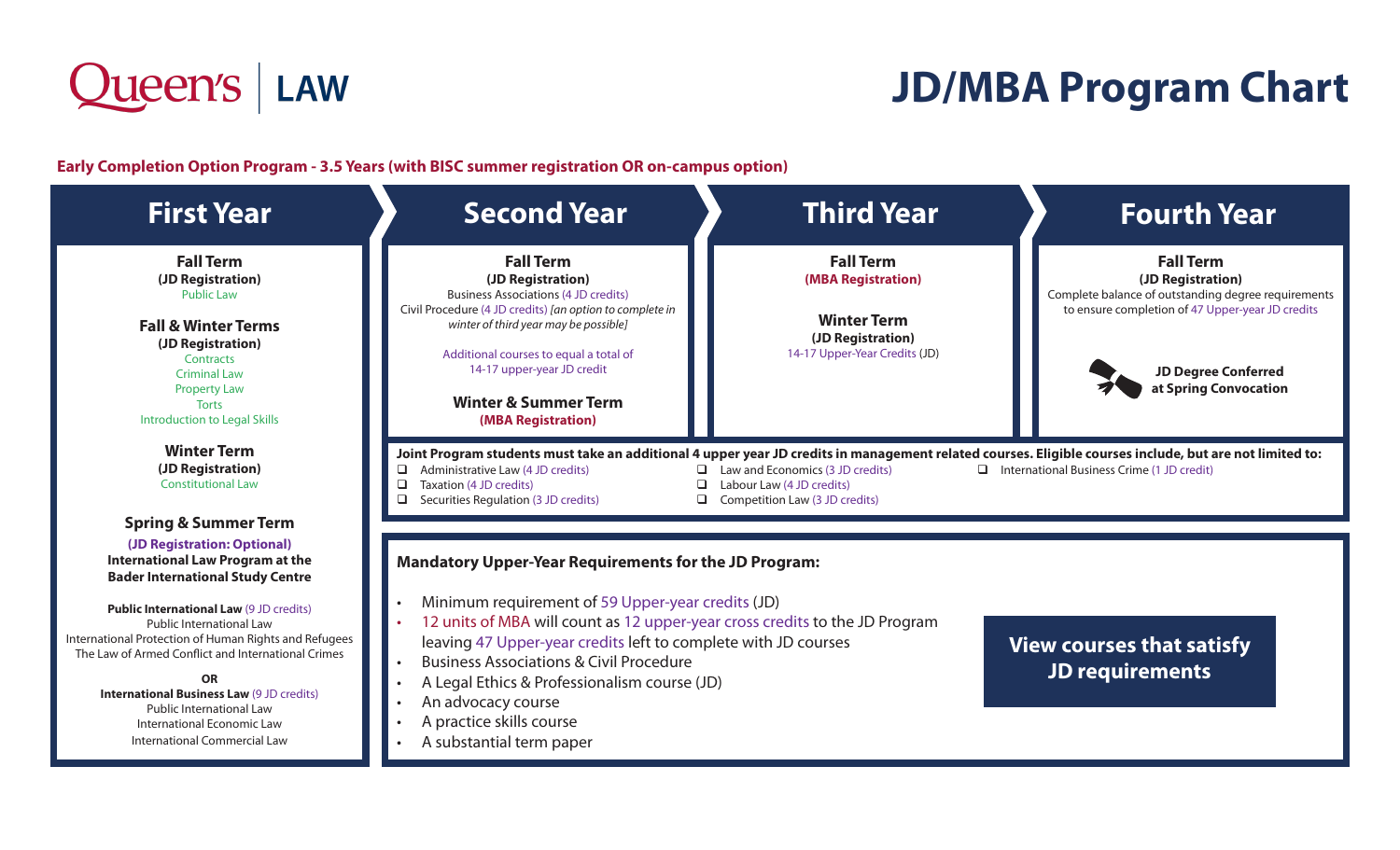# Queen's | LAW

# JD/MBA Program Chart

**Early Completion Option Program - 3.5 Years (with BISC summer registration OR on-campus option)**

## First Year

**Fall Term**
**(JD Registration)**
Public Law

**Fall & Winter Terms**
**(JD Registration)**
Contracts
Criminal Law
Property Law
Torts
Introduction to Legal Skills

**Winter Term**
**(JD Registration)**
Constitutional Law

**Spring & Summer Term**
**(JD Registration: Optional)**
**International Law Program at the Bader International Study Centre**

**Public International Law** (9 JD credits)
Public International Law
International Protection of Human Rights and Refugees
The Law of Armed Conflict and International Crimes

**OR**

**International Business Law** (9 JD credits)
Public International Law
International Economic Law
International Commercial Law

## Second Year

**Fall Term**
**(JD Registration)**
Business Associations (4 JD credits)
Civil Procedure (4 JD credits) *[an option to complete in winter of third year may be possible]*

Additional courses to equal a total of 14-17 upper-year JD credit

**Winter & Summer Term**
**(MBA Registration)**

## Third Year

**Fall Term**
**(MBA Registration)**

**Winter Term**
**(JD Registration)**
14-17 Upper-Year Credits (JD)

## Fourth Year

**Fall Term**
**(JD Registration)**
Complete balance of outstanding degree requirements to ensure completion of 47 Upper-year JD credits

**JD Degree Conferred at Spring Convocation**

**Joint Program students must take an additional 4 upper year JD credits in management related courses. Eligible courses include, but are not limited to:**

- ❑ Administrative Law (4 JD credits)
- ❑ Taxation (4 JD credits)
- ❑ Securities Regulation (3 JD credits)
- ❑ Law and Economics (3 JD credits)
- ❑ Labour Law (4 JD credits)
- ❑ Competition Law (3 JD credits)
- ❑ International Business Crime (1 JD credit)

**Mandatory Upper-Year Requirements for the JD Program:**

- Minimum requirement of 59 Upper-year credits (JD)
- 12 units of MBA will count as 12 upper-year cross credits to the JD Program leaving 47 Upper-year credits left to complete with JD courses
- Business Associations & Civil Procedure
- A Legal Ethics & Professionalism course (JD)
- An advocacy course
- A practice skills course
- A substantial term paper

**View courses that satisfy JD requirements**